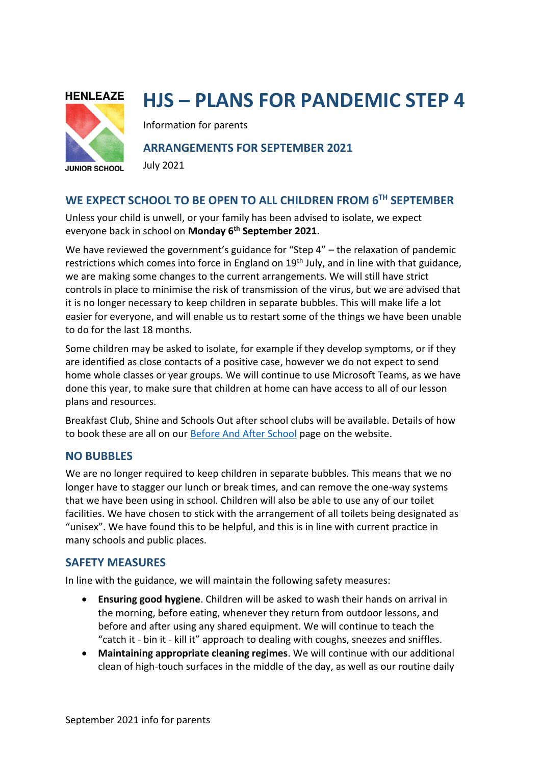HENLEAZE

JUNIOR SCHOOL

# HJS – PLANS FOR PANDEMIC STEP 4

Information for parents

## ARRANGEMENTS FOR SEPTEMBER 2021

July 2021

## WE EXPECT SCHOOL TO BE OPEN TO ALL CHILDREN FROM 6TH SEPTEMBER

Unless your child is unwell, or your family has been advised to isolate, we expect everyone back in school on **Monday 6th September 2021.**

We have reviewed the government's guidance for "Step 4" – the relaxation of pandemic restrictions which comes into force in England on 19th July, and in line with that guidance, we are making some changes to the current arrangements. We will still have strict controls in place to minimise the risk of transmission of the virus, but we are advised that it is no longer necessary to keep children in separate bubbles. This will make life a lot easier for everyone, and will enable us to restart some of the things we have been unable to do for the last 18 months.

Some children may be asked to isolate, for example if they develop symptoms, or if they are identified as close contacts of a positive case, however we do not expect to send home whole classes or year groups. We will continue to use Microsoft Teams, as we have done this year, to make sure that children at home can have access to all of our lesson plans and resources.

Breakfast Club, Shine and Schools Out after school clubs will be available. Details of how to book these are all on our Before And After School page on the website.

## NO BUBBLES

We are no longer required to keep children in separate bubbles. This means that we no longer have to stagger our lunch or break times, and can remove the one-way systems that we have been using in school. Children will also be able to use any of our toilet facilities. We have chosen to stick with the arrangement of all toilets being designated as "unisex". We have found this to be helpful, and this is in line with current practice in many schools and public places.

## SAFETY MEASURES

In line with the guidance, we will maintain the following safety measures:

- **Ensuring good hygiene**. Children will be asked to wash their hands on arrival in the morning, before eating, whenever they return from outdoor lessons, and before and after using any shared equipment. We will continue to teach the "catch it - bin it - kill it" approach to dealing with coughs, sneezes and sniffles.
- **Maintaining appropriate cleaning regimes**. We will continue with our additional clean of high-touch surfaces in the middle of the day, as well as our routine daily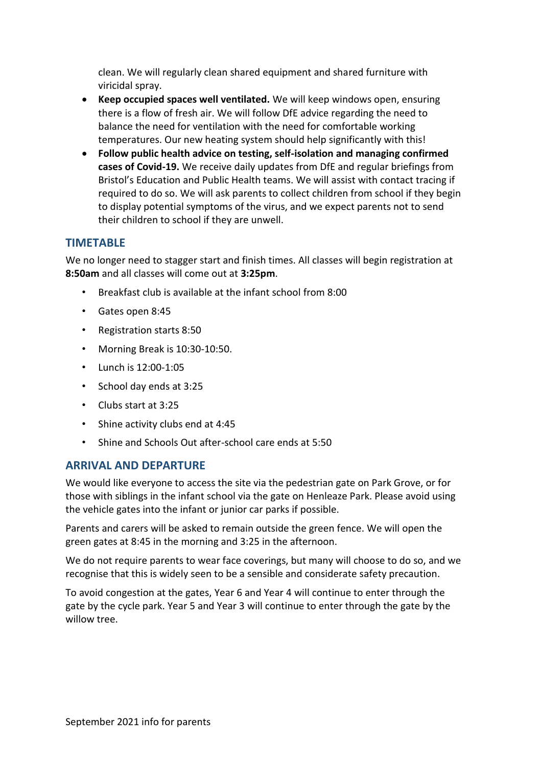clean. We will regularly clean shared equipment and shared furniture with viricidal spray.

- **Keep occupied spaces well ventilated.** We will keep windows open, ensuring there is a flow of fresh air. We will follow DfE advice regarding the need to balance the need for ventilation with the need for comfortable working temperatures. Our new heating system should help significantly with this!
- **Follow public health advice on testing, self-isolation and managing confirmed cases of Covid-19.** We receive daily updates from DfE and regular briefings from Bristol's Education and Public Health teams. We will assist with contact tracing if required to do so. We will ask parents to collect children from school if they begin to display potential symptoms of the virus, and we expect parents not to send their children to school if they are unwell.

## TIMETABLE

We no longer need to stagger start and finish times. All classes will begin registration at **8:50am** and all classes will come out at **3:25pm**.

- Breakfast club is available at the infant school from 8:00
- Gates open 8:45
- Registration starts 8:50
- Morning Break is 10:30-10:50.
- Lunch is 12:00-1:05
- School day ends at 3:25
- Clubs start at 3:25
- Shine activity clubs end at 4:45
- Shine and Schools Out after-school care ends at 5:50

## ARRIVAL AND DEPARTURE

We would like everyone to access the site via the pedestrian gate on Park Grove, or for those with siblings in the infant school via the gate on Henleaze Park. Please avoid using the vehicle gates into the infant or junior car parks if possible.

Parents and carers will be asked to remain outside the green fence. We will open the green gates at 8:45 in the morning and 3:25 in the afternoon.

We do not require parents to wear face coverings, but many will choose to do so, and we recognise that this is widely seen to be a sensible and considerate safety precaution.

To avoid congestion at the gates, Year 6 and Year 4 will continue to enter through the gate by the cycle park. Year 5 and Year 3 will continue to enter through the gate by the willow tree.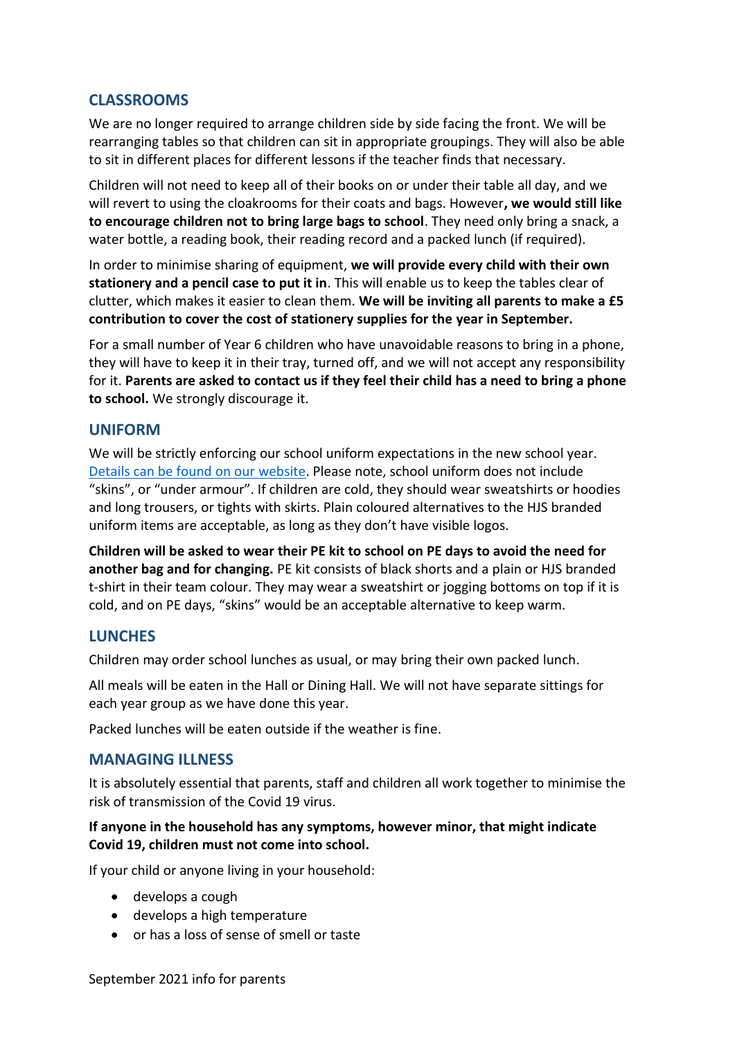## CLASSROOMS

We are no longer required to arrange children side by side facing the front. We will be rearranging tables so that children can sit in appropriate groupings. They will also be able to sit in different places for different lessons if the teacher finds that necessary.

Children will not need to keep all of their books on or under their table all day, and we will revert to using the cloakrooms for their coats and bags. However**, we would still like to encourage children not to bring large bags to school**. They need only bring a snack, a water bottle, a reading book, their reading record and a packed lunch (if required).

In order to minimise sharing of equipment, **we will provide every child with their own stationery and a pencil case to put it in**. This will enable us to keep the tables clear of clutter, which makes it easier to clean them. **We will be inviting all parents to make a £5 contribution to cover the cost of stationery supplies for the year in September.**

For a small number of Year 6 children who have unavoidable reasons to bring in a phone, they will have to keep it in their tray, turned off, and we will not accept any responsibility for it. **Parents are asked to contact us if they feel their child has a need to bring a phone to school.** We strongly discourage it.

## UNIFORM

We will be strictly enforcing our school uniform expectations in the new school year. Details can be found on our website. Please note, school uniform does not include “skins”, or “under armour”. If children are cold, they should wear sweatshirts or hoodies and long trousers, or tights with skirts. Plain coloured alternatives to the HJS branded uniform items are acceptable, as long as they don’t have visible logos.

**Children will be asked to wear their PE kit to school on PE days to avoid the need for another bag and for changing.** PE kit consists of black shorts and a plain or HJS branded t-shirt in their team colour. They may wear a sweatshirt or jogging bottoms on top if it is cold, and on PE days, “skins” would be an acceptable alternative to keep warm.

## LUNCHES

Children may order school lunches as usual, or may bring their own packed lunch.

All meals will be eaten in the Hall or Dining Hall. We will not have separate sittings for each year group as we have done this year.

Packed lunches will be eaten outside if the weather is fine.

## MANAGING ILLNESS

It is absolutely essential that parents, staff and children all work together to minimise the risk of transmission of the Covid 19 virus.

**If anyone in the household has any symptoms, however minor, that might indicate Covid 19, children must not come into school.**

If your child or anyone living in your household:

- develops a cough
- develops a high temperature
- or has a loss of sense of smell or taste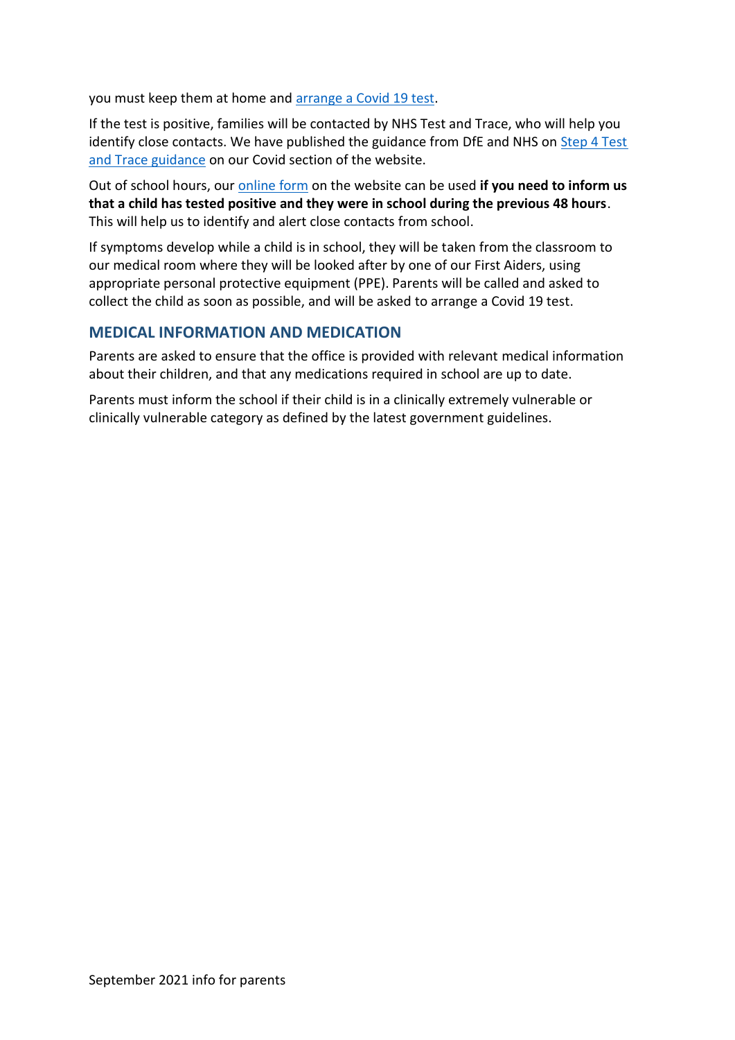you must keep them at home and [arrange a Covid 19 test].

If the test is positive, families will be contacted by NHS Test and Trace, who will help you identify close contacts. We have published the guidance from DfE and NHS on [Step 4 Test and Trace guidance] on our Covid section of the website.

Out of school hours, our [online form] on the website can be used **if you need to inform us that a child has tested positive and they were in school during the previous 48 hours**. This will help us to identify and alert close contacts from school.

If symptoms develop while a child is in school, they will be taken from the classroom to our medical room where they will be looked after by one of our First Aiders, using appropriate personal protective equipment (PPE). Parents will be called and asked to collect the child as soon as possible, and will be asked to arrange a Covid 19 test.

## MEDICAL INFORMATION AND MEDICATION

Parents are asked to ensure that the office is provided with relevant medical information about their children, and that any medications required in school are up to date.

Parents must inform the school if their child is in a clinically extremely vulnerable or clinically vulnerable category as defined by the latest government guidelines.